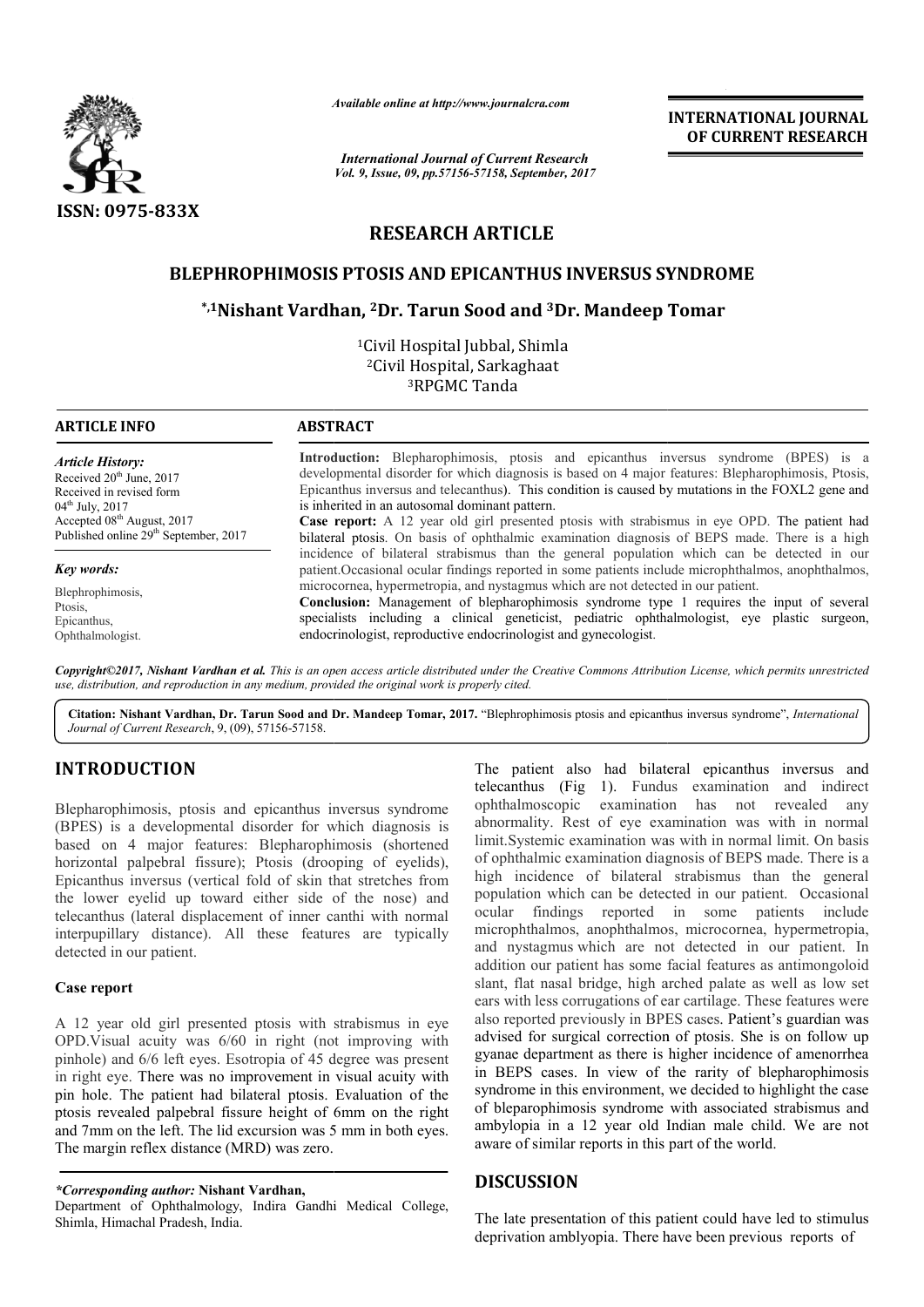*Available online at http://www.journalcra.com*

*International Journal of Current Research*
*Vol. 9, Issue, 09, pp.57156-57158, September, 2017*

**INTERNATIONAL JOURNAL OF CURRENT RESEARCH**

**ISSN: 0975-833X**

## RESEARCH ARTICLE

# BLEPHROPHIMOSIS PTOSIS AND EPICANTHUS INVERSUS SYNDROME

**\*,[1]Nishant Vardhan, [2]Dr. Tarun Sood and [3]Dr. Mandeep Tomar**

[1]Civil Hospital Jubbal, Shimla
[2]Civil Hospital, Sarkaghaat
[3]RPGMC Tanda

**ARTICLE INFO**

*Article History:*
Received 20th June, 2017
Received in revised form 04th July, 2017
Accepted 08th August, 2017
Published online 29th September, 2017

*Key words:*
Blephrophimosis,
Ptosis,
Epicanthus,
Ophthalmologist.

**ABSTRACT**

**Introduction:** Blepharophimosis, ptosis and epicanthus inversus syndrome (BPES) is a developmental disorder for which diagnosis is based on 4 major features: Blepharophimosis, Ptosis, Epicanthus inversus and telecanthus). This condition is caused by mutations in the FOXL2 gene and is inherited in an autosomal dominant pattern.

**Case report:** A 12 year old girl presented ptosis with strabismus in eye OPD. The patient had bilateral ptosis. On basis of ophthalmic examination diagnosis of BEPS made. There is a high incidence of bilateral strabismus than the general population which can be detected in our patient.Occasional ocular findings reported in some patients include microphthalmos, anophthalmos, microcornea, hypermetropia, and nystagmus which are not detected in our patient.

**Conclusion:** Management of blepharophimosis syndrome type 1 requires the input of several specialists including a clinical geneticist, pediatric ophthalmologist, eye plastic surgeon, endocrinologist, reproductive endocrinologist and gynecologist.

*Copyright©2017, Nishant Vardhan et al. This is an open access article distributed under the Creative Commons Attribution License, which permits unrestricted use, distribution, and reproduction in any medium, provided the original work is properly cited.*

**Citation: Nishant Vardhan, Dr. Tarun Sood and Dr. Mandeep Tomar, 2017.** "Blephrophimosis ptosis and epicanthus inversus syndrome", *International Journal of Current Research*, 9, (09), 57156-57158.

## INTRODUCTION

Blepharophimosis, ptosis and epicanthus inversus syndrome (BPES) is a developmental disorder for which diagnosis is based on 4 major features: Blepharophimosis (shortened horizontal palpebral fissure); Ptosis (drooping of eyelids), Epicanthus inversus (vertical fold of skin that stretches from the lower eyelid up toward either side of the nose) and telecanthus (lateral displacement of inner canthi with normal interpupillary distance). All these features are typically detected in our patient.

### Case report

A 12 year old girl presented ptosis with strabismus in eye OPD.Visual acuity was 6/60 in right (not improving with pinhole) and 6/6 left eyes. Esotropia of 45 degree was present in right eye. There was no improvement in visual acuity with pin hole. The patient had bilateral ptosis. Evaluation of the ptosis revealed palpebral fissure height of 6mm on the right and 7mm on the left. The lid excursion was 5 mm in both eyes. The margin reflex distance (MRD) was zero.

*\*Corresponding author:* **Nishant Vardhan,**
Department of Ophthalmology, Indira Gandhi Medical College, Shimla, Himachal Pradesh, India.

The patient also had bilateral epicanthus inversus and telecanthus (Fig 1). Fundus examination and indirect ophthalmoscopic examination has not revealed any abnormality. Rest of eye examination was with in normal limit.Systemic examination was with in normal limit. On basis of ophthalmic examination diagnosis of BEPS made. There is a high incidence of bilateral strabismus than the general population which can be detected in our patient. Occasional ocular findings reported in some patients include microphthalmos, anophthalmos, microcornea, hypermetropia, and nystagmus which are not detected in our patient. In addition our patient has some facial features as antimongoloid slant, flat nasal bridge, high arched palate as well as low set ears with less corrugations of ear cartilage. These features were also reported previously in BPES cases. Patient's guardian was advised for surgical correction of ptosis. She is on follow up gyanae department as there is higher incidence of amenorrhea in BEPS cases. In view of the rarity of blepharophimosis syndrome in this environment, we decided to highlight the case of bleparophimosis syndrome with associated strabismus and ambylopia in a 12 year old Indian male child. We are not aware of similar reports in this part of the world.

## DISCUSSION

The late presentation of this patient could have led to stimulus deprivation amblyopia. There have been previous reports of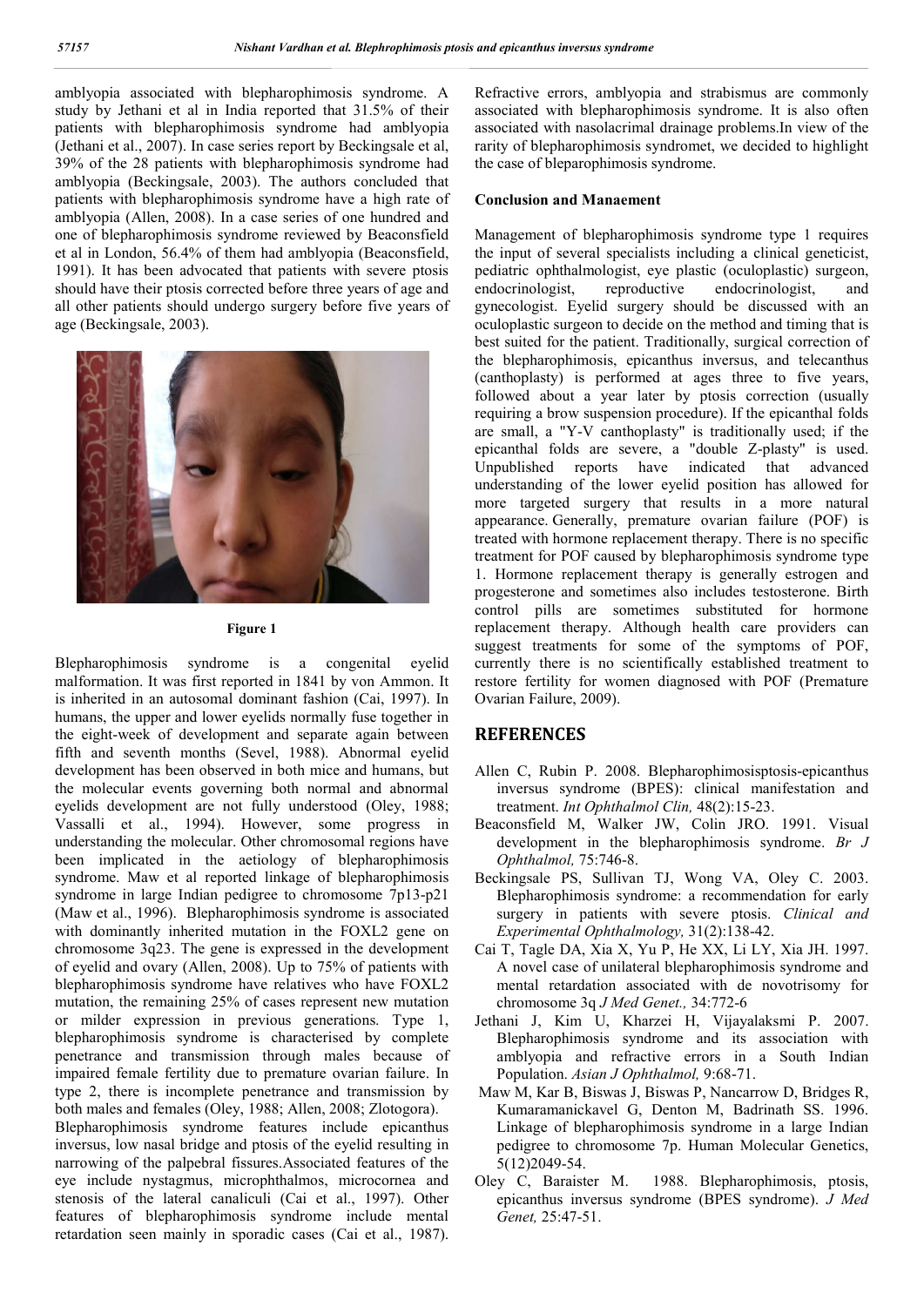amblyopia associated with blepharophimosis syndrome. A study by Jethani et al in India reported that 31.5% of their patients with blepharophimosis syndrome had amblyopia (Jethani et al., 2007). In case series report by Beckingsale et al, 39% of the 28 patients with blepharophimosis syndrome had amblyopia (Beckingsale, 2003). The authors concluded that patients with blepharophimosis syndrome have a high rate of amblyopia (Allen, 2008). In a case series of one hundred and one of blepharophimosis syndrome reviewed by Beaconsfield et al in London, 56.4% of them had amblyopia (Beaconsfield, 1991). It has been advocated that patients with severe ptosis should have their ptosis corrected before three years of age and all other patients should undergo surgery before five years of age (Beckingsale, 2003).

**Figure 1**

Blepharophimosis syndrome is a congenital eyelid malformation. It was first reported in 1841 by von Ammon. It is inherited in an autosomal dominant fashion (Cai, 1997). In humans, the upper and lower eyelids normally fuse together in the eight-week of development and separate again between fifth and seventh months (Sevel, 1988). Abnormal eyelid development has been observed in both mice and humans, but the molecular events governing both normal and abnormal eyelids development are not fully understood (Oley, 1988; Vassalli et al., 1994). However, some progress in understanding the molecular. Other chromosomal regions have been implicated in the aetiology of blepharophimosis syndrome. Maw et al reported linkage of blepharophimosis syndrome in large Indian pedigree to chromosome 7p13-p21 (Maw et al., 1996). Blepharophimosis syndrome is associated with dominantly inherited mutation in the FOXL2 gene on chromosome 3q23. The gene is expressed in the development of eyelid and ovary (Allen, 2008). Up to 75% of patients with blepharophimosis syndrome have relatives who have FOXL2 mutation, the remaining 25% of cases represent new mutation or milder expression in previous generations. Type 1, blepharophimosis syndrome is characterised by complete penetrance and transmission through males because of impaired female fertility due to premature ovarian failure. In type 2, there is incomplete penetrance and transmission by both males and females (Oley, 1988; Allen, 2008; Zlotogora). Blepharophimosis syndrome features include epicanthus inversus, low nasal bridge and ptosis of the eyelid resulting in narrowing of the palpebral fissures.Associated features of the eye include nystagmus, microphthalmos, microcornea and stenosis of the lateral canaliculi (Cai et al., 1997). Other features of blepharophimosis syndrome include mental retardation seen mainly in sporadic cases (Cai et al., 1987). Refractive errors, amblyopia and strabismus are commonly associated with blepharophimosis syndrome. It is also often associated with nasolacrimal drainage problems.In view of the rarity of blepharophimosis syndromet, we decided to highlight the case of bleparophimosis syndrome.

### Conclusion and Manaement

Management of blepharophimosis syndrome type 1 requires the input of several specialists including a clinical geneticist, pediatric ophthalmologist, eye plastic (oculoplastic) surgeon, endocrinologist, reproductive endocrinologist, and gynecologist. Eyelid surgery should be discussed with an oculoplastic surgeon to decide on the method and timing that is best suited for the patient. Traditionally, surgical correction of the blepharophimosis, epicanthus inversus, and telecanthus (canthoplasty) is performed at ages three to five years, followed about a year later by ptosis correction (usually requiring a brow suspension procedure). If the epicanthal folds are small, a "Y-V canthoplasty" is traditionally used; if the epicanthal folds are severe, a "double Z-plasty" is used. Unpublished reports have indicated that advanced understanding of the lower eyelid position has allowed for more targeted surgery that results in a more natural appearance. Generally, premature ovarian failure (POF) is treated with hormone replacement therapy. There is no specific treatment for POF caused by blepharophimosis syndrome type 1. Hormone replacement therapy is generally estrogen and progesterone and sometimes also includes testosterone. Birth control pills are sometimes substituted for hormone replacement therapy. Although health care providers can suggest treatments for some of the symptoms of POF, currently there is no scientifically established treatment to restore fertility for women diagnosed with POF (Premature Ovarian Failure, 2009).

## REFERENCES

- Allen C, Rubin P. 2008. Blepharophimosisptosis-epicanthus inversus syndrome (BPES): clinical manifestation and treatment. *Int Ophthalmol Clin,* 48(2):15-23.
- Beaconsfield M, Walker JW, Colin JRO. 1991. Visual development in the blepharophimosis syndrome. *Br J Ophthalmol,* 75:746-8.
- Beckingsale PS, Sullivan TJ, Wong VA, Oley C. 2003. Blepharophimosis syndrome: a recommendation for early surgery in patients with severe ptosis. *Clinical and Experimental Ophthalmology,* 31(2):138-42.
- Cai T, Tagle DA, Xia X, Yu P, He XX, Li LY, Xia JH. 1997. A novel case of unilateral blepharophimosis syndrome and mental retardation associated with de novotrisomy for chromosome 3q *J Med Genet.,* 34:772-6
- Jethani J, Kim U, Kharzei H, Vijayalaksmi P. 2007. Blepharophimosis syndrome and its association with amblyopia and refractive errors in a South Indian Population. *Asian J Ophthalmol,* 9:68-71.
- Maw M, Kar B, Biswas J, Biswas P, Nancarrow D, Bridges R, Kumaramanickavel G, Denton M, Badrinath SS. 1996. Linkage of blepharophimosis syndrome in a large Indian pedigree to chromosome 7p. Human Molecular Genetics, 5(12)2049-54.
- Oley C, Baraister M. 1988. Blepharophimosis, ptosis, epicanthus inversus syndrome (BPES syndrome). *J Med Genet,* 25:47-51.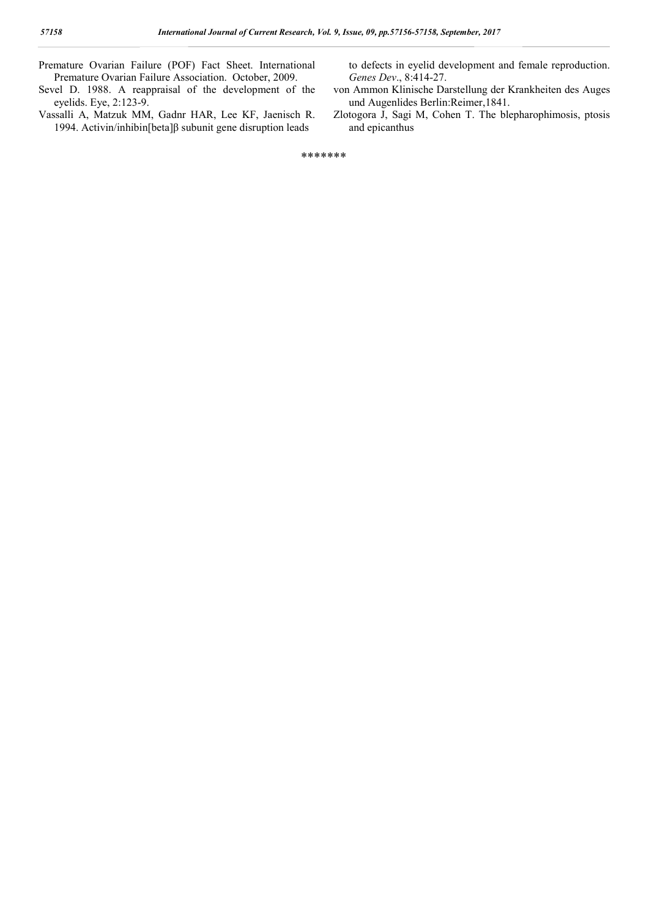Premature Ovarian Failure (POF) Fact Sheet. International Premature Ovarian Failure Association. October, 2009.

Sevel D. 1988. A reappraisal of the development of the eyelids. Eye, 2:123-9.

Vassalli A, Matzuk MM, Gadnr HAR, Lee KF, Jaenisch R. 1994. Activin/inhibin[beta]β subunit gene disruption leads to defects in eyelid development and female reproduction. *Genes Dev*., 8:414-27.

von Ammon Klinische Darstellung der Krankheiten des Auges und Augenlides Berlin:Reimer,1841.

Zlotogora J, Sagi M, Cohen T. The blepharophimosis, ptosis and epicanthus

*******